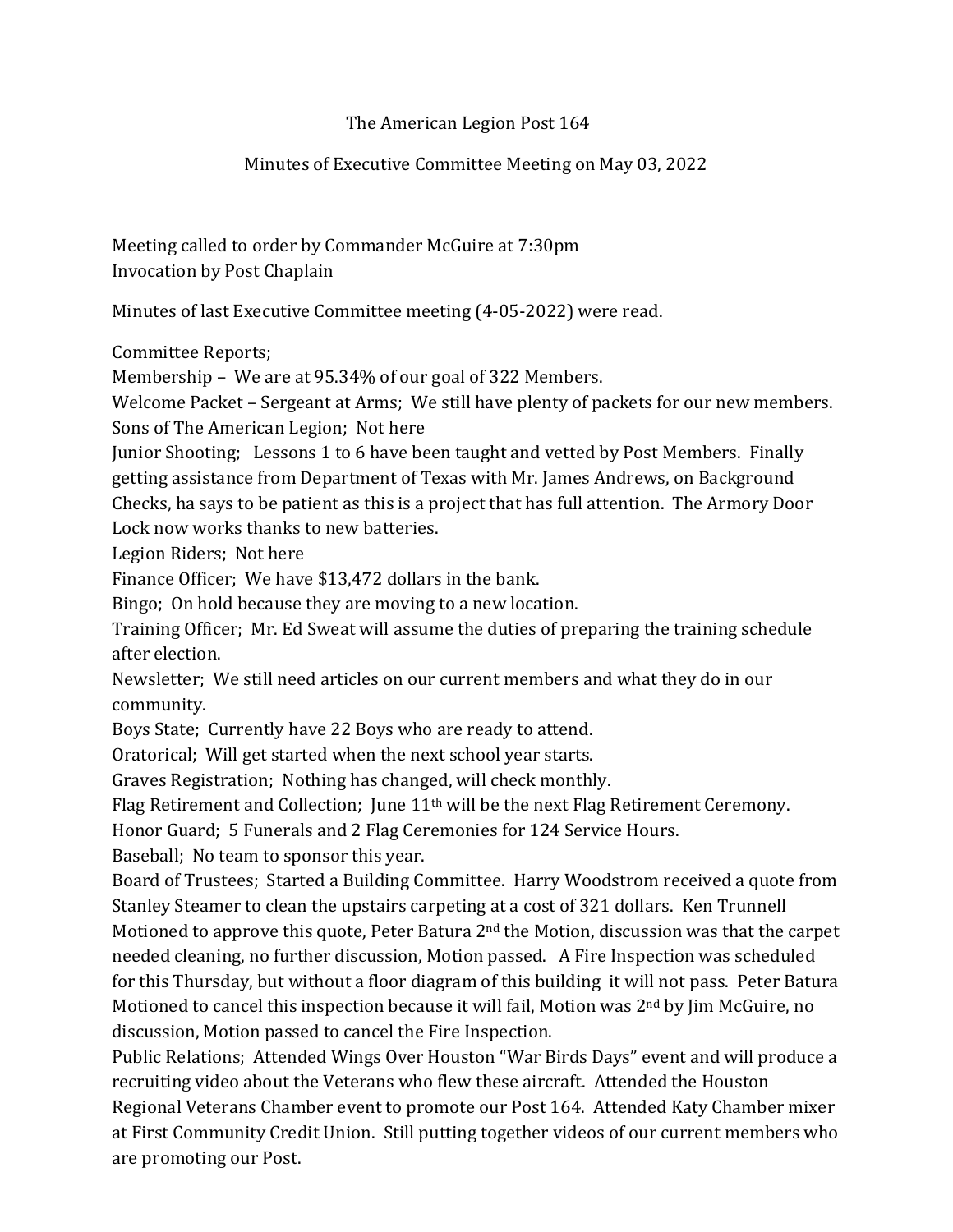# The American Legion Post 164

## Minutes of Executive Committee Meeting on May 03, 2022

Meeting called to order by Commander McGuire at 7:30pm
Invocation by Post Chaplain

Minutes of last Executive Committee meeting (4-05-2022) were read.

Committee Reports;
Membership – We are at 95.34% of our goal of 322 Members.
Welcome Packet – Sergeant at Arms; We still have plenty of packets for our new members.
Sons of The American Legion; Not here
Junior Shooting; Lessons 1 to 6 have been taught and vetted by Post Members. Finally getting assistance from Department of Texas with Mr. James Andrews, on Background Checks, ha says to be patient as this is a project that has full attention. The Armory Door Lock now works thanks to new batteries.
Legion Riders; Not here
Finance Officer; We have $13,472 dollars in the bank.
Bingo; On hold because they are moving to a new location.
Training Officer; Mr. Ed Sweat will assume the duties of preparing the training schedule after election.
Newsletter; We still need articles on our current members and what they do in our community.
Boys State; Currently have 22 Boys who are ready to attend.
Oratorical; Will get started when the next school year starts.
Graves Registration; Nothing has changed, will check monthly.
Flag Retirement and Collection; June 11th will be the next Flag Retirement Ceremony.
Honor Guard; 5 Funerals and 2 Flag Ceremonies for 124 Service Hours.
Baseball; No team to sponsor this year.
Board of Trustees; Started a Building Committee. Harry Woodstrom received a quote from Stanley Steamer to clean the upstairs carpeting at a cost of 321 dollars. Ken Trunnell Motioned to approve this quote, Peter Batura 2nd the Motion, discussion was that the carpet needed cleaning, no further discussion, Motion passed. A Fire Inspection was scheduled for this Thursday, but without a floor diagram of this building it will not pass. Peter Batura Motioned to cancel this inspection because it will fail, Motion was 2nd by Jim McGuire, no discussion, Motion passed to cancel the Fire Inspection.
Public Relations; Attended Wings Over Houston "War Birds Days" event and will produce a recruiting video about the Veterans who flew these aircraft. Attended the Houston Regional Veterans Chamber event to promote our Post 164. Attended Katy Chamber mixer at First Community Credit Union. Still putting together videos of our current members who are promoting our Post.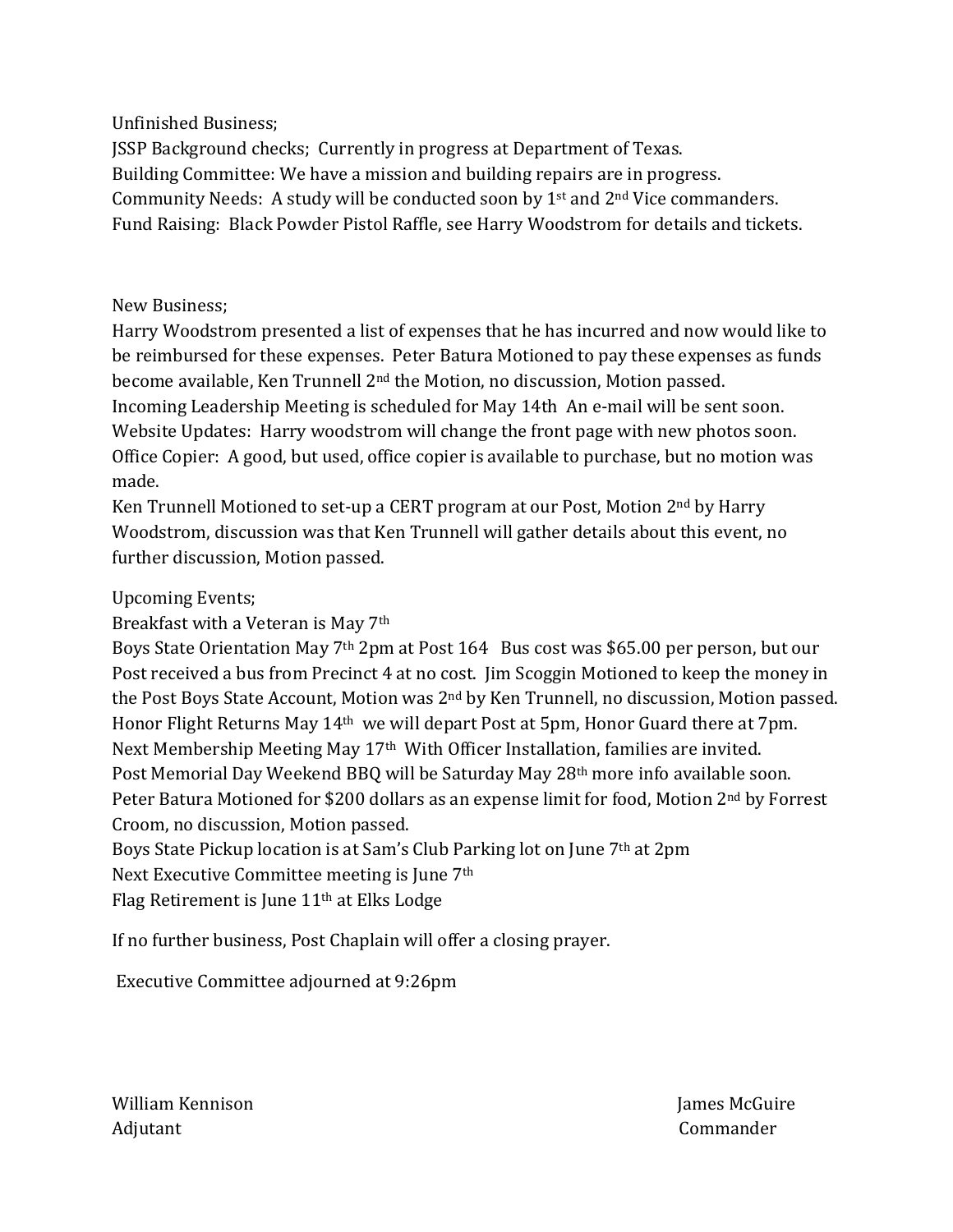Unfinished Business;
JSSP Background checks; Currently in progress at Department of Texas.
Building Committee: We have a mission and building repairs are in progress.
Community Needs: A study will be conducted soon by 1st and 2nd Vice commanders.
Fund Raising: Black Powder Pistol Raffle, see Harry Woodstrom for details and tickets.

New Business;
Harry Woodstrom presented a list of expenses that he has incurred and now would like to be reimbursed for these expenses. Peter Batura Motioned to pay these expenses as funds become available, Ken Trunnell 2nd the Motion, no discussion, Motion passed.
Incoming Leadership Meeting is scheduled for May 14th An e-mail will be sent soon.
Website Updates: Harry woodstrom will change the front page with new photos soon.
Office Copier: A good, but used, office copier is available to purchase, but no motion was made.
Ken Trunnell Motioned to set-up a CERT program at our Post, Motion 2nd by Harry Woodstrom, discussion was that Ken Trunnell will gather details about this event, no further discussion, Motion passed.

Upcoming Events;
Breakfast with a Veteran is May 7th
Boys State Orientation May 7th 2pm at Post 164 Bus cost was $65.00 per person, but our Post received a bus from Precinct 4 at no cost. Jim Scoggin Motioned to keep the money in the Post Boys State Account, Motion was 2nd by Ken Trunnell, no discussion, Motion passed.
Honor Flight Returns May 14th we will depart Post at 5pm, Honor Guard there at 7pm.
Next Membership Meeting May 17th With Officer Installation, families are invited.
Post Memorial Day Weekend BBQ will be Saturday May 28th more info available soon.
Peter Batura Motioned for $200 dollars as an expense limit for food, Motion 2nd by Forrest Croom, no discussion, Motion passed.
Boys State Pickup location is at Sam's Club Parking lot on June 7th at 2pm
Next Executive Committee meeting is June 7th
Flag Retirement is June 11th at Elks Lodge

If no further business, Post Chaplain will offer a closing prayer.

Executive Committee adjourned at 9:26pm

William Kennison
Adjutant

James McGuire
Commander